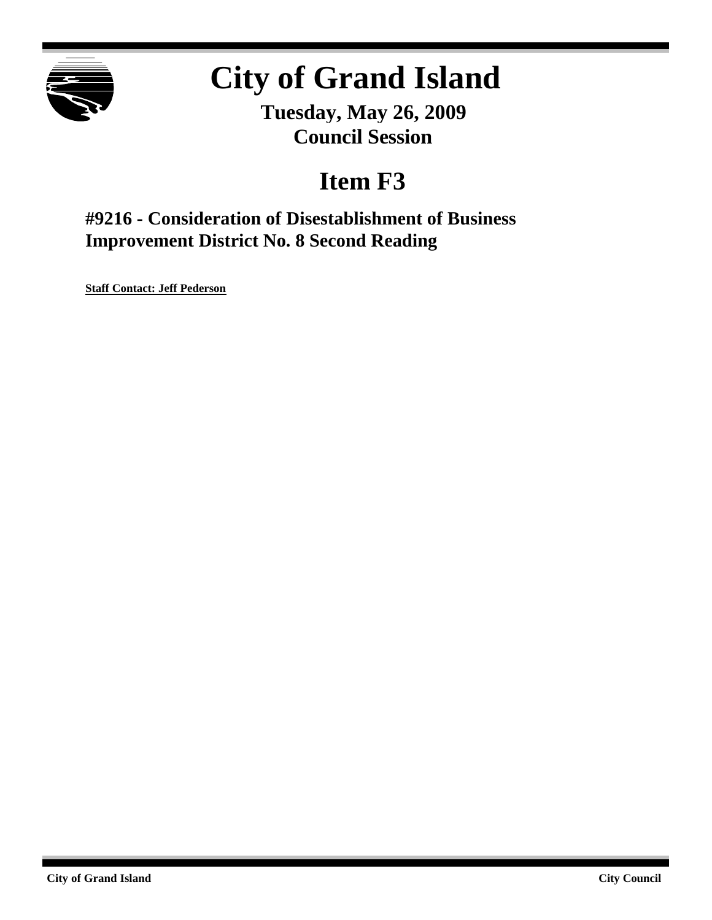# City of Grand Island

**Tuesday, May 26, 2009**
**Council Session**

## Item F3

### #9216 - Consideration of Disestablishment of Business Improvement District No. 8 Second Reading

**Staff Contact: Jeff Pederson**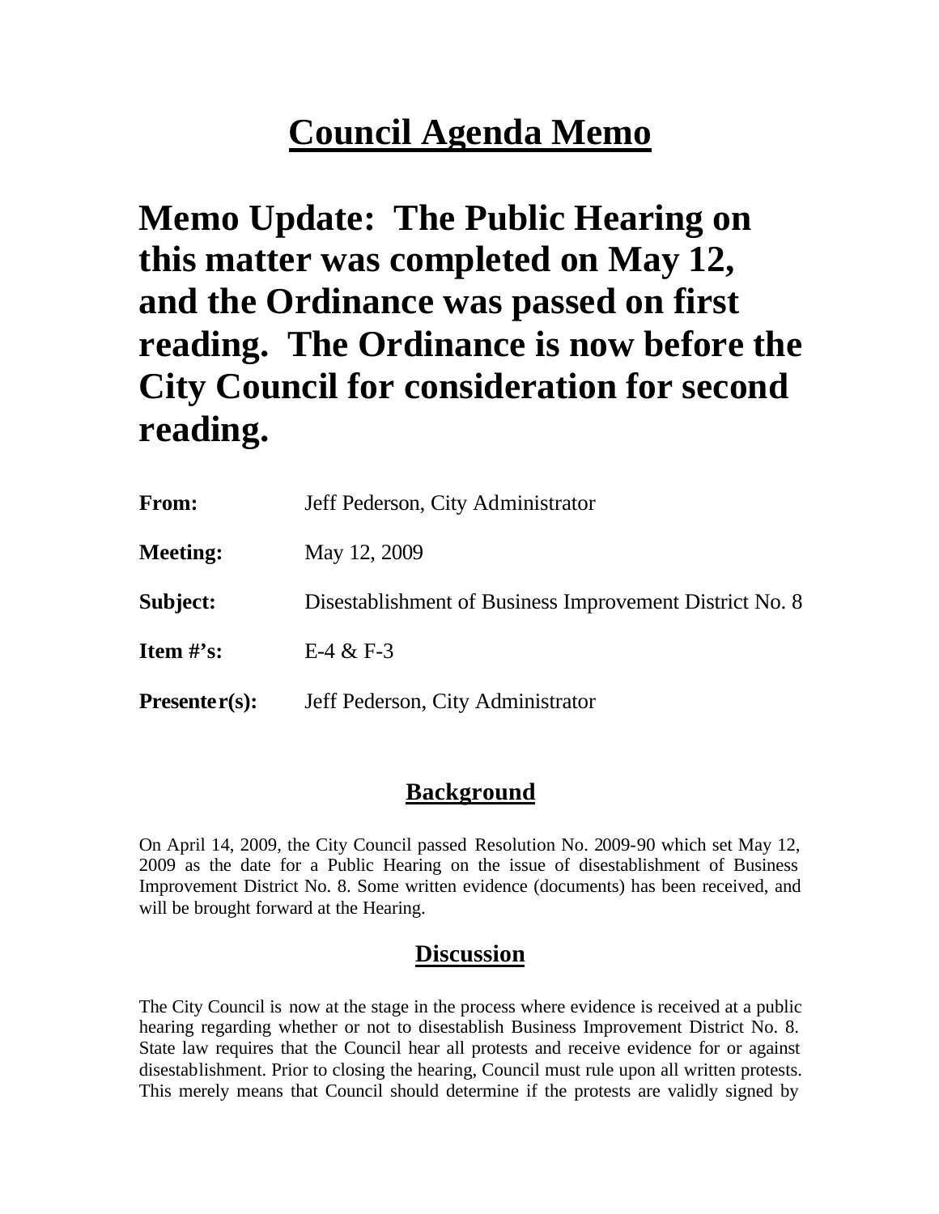# Council Agenda Memo

## Memo Update: The Public Hearing on this matter was completed on May 12, and the Ordinance was passed on first reading. The Ordinance is now before the City Council for consideration for second reading.

| | |
|---|---|
| **From:** | Jeff Pederson, City Administrator |
| **Meeting:** | May 12, 2009 |
| **Subject:** | Disestablishment of Business Improvement District No. 8 |
| **Item #'s:** | E-4 & F-3 |
| **Presenter(s):** | Jeff Pederson, City Administrator |

## Background

On April 14, 2009, the City Council passed Resolution No. 2009-90 which set May 12, 2009 as the date for a Public Hearing on the issue of disestablishment of Business Improvement District No. 8. Some written evidence (documents) has been received, and will be brought forward at the Hearing.

## Discussion

The City Council is now at the stage in the process where evidence is received at a public hearing regarding whether or not to disestablish Business Improvement District No. 8. State law requires that the Council hear all protests and receive evidence for or against disestablishment. Prior to closing the hearing, Council must rule upon all written protests. This merely means that Council should determine if the protests are validly signed by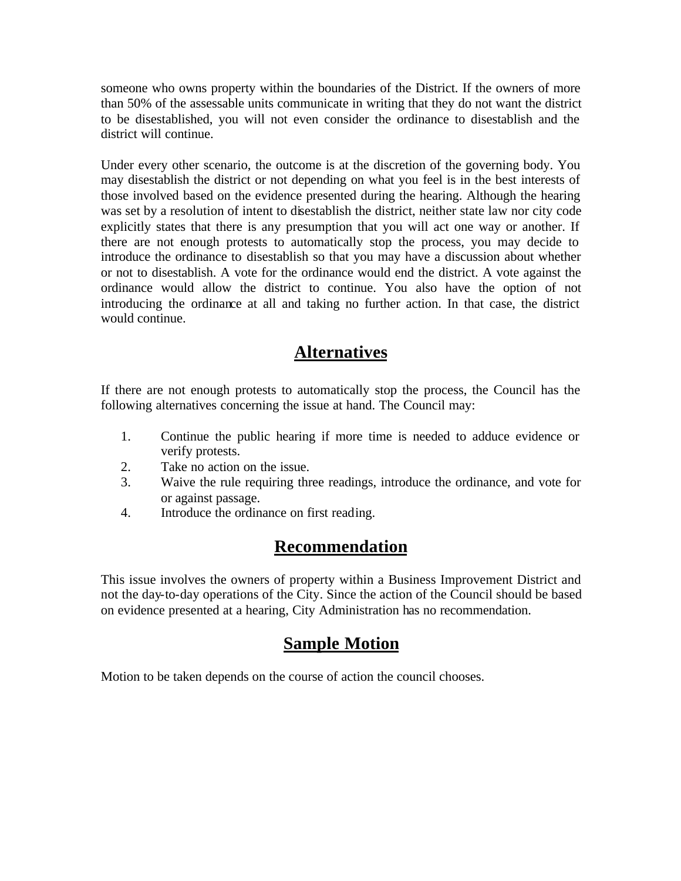someone who owns property within the boundaries of the District. If the owners of more than 50% of the assessable units communicate in writing that they do not want the district to be disestablished, you will not even consider the ordinance to disestablish and the district will continue.

Under every other scenario, the outcome is at the discretion of the governing body. You may disestablish the district or not depending on what you feel is in the best interests of those involved based on the evidence presented during the hearing. Although the hearing was set by a resolution of intent to disestablish the district, neither state law nor city code explicitly states that there is any presumption that you will act one way or another. If there are not enough protests to automatically stop the process, you may decide to introduce the ordinance to disestablish so that you may have a discussion about whether or not to disestablish. A vote for the ordinance would end the district. A vote against the ordinance would allow the district to continue. You also have the option of not introducing the ordinance at all and taking no further action. In that case, the district would continue.

## Alternatives

If there are not enough protests to automatically stop the process, the Council has the following alternatives concerning the issue at hand. The Council may:

1. Continue the public hearing if more time is needed to adduce evidence or verify protests.
2. Take no action on the issue.
3. Waive the rule requiring three readings, introduce the ordinance, and vote for or against passage.
4. Introduce the ordinance on first reading.

## Recommendation

This issue involves the owners of property within a Business Improvement District and not the day-to-day operations of the City. Since the action of the Council should be based on evidence presented at a hearing, City Administration has no recommendation.

## Sample Motion

Motion to be taken depends on the course of action the council chooses.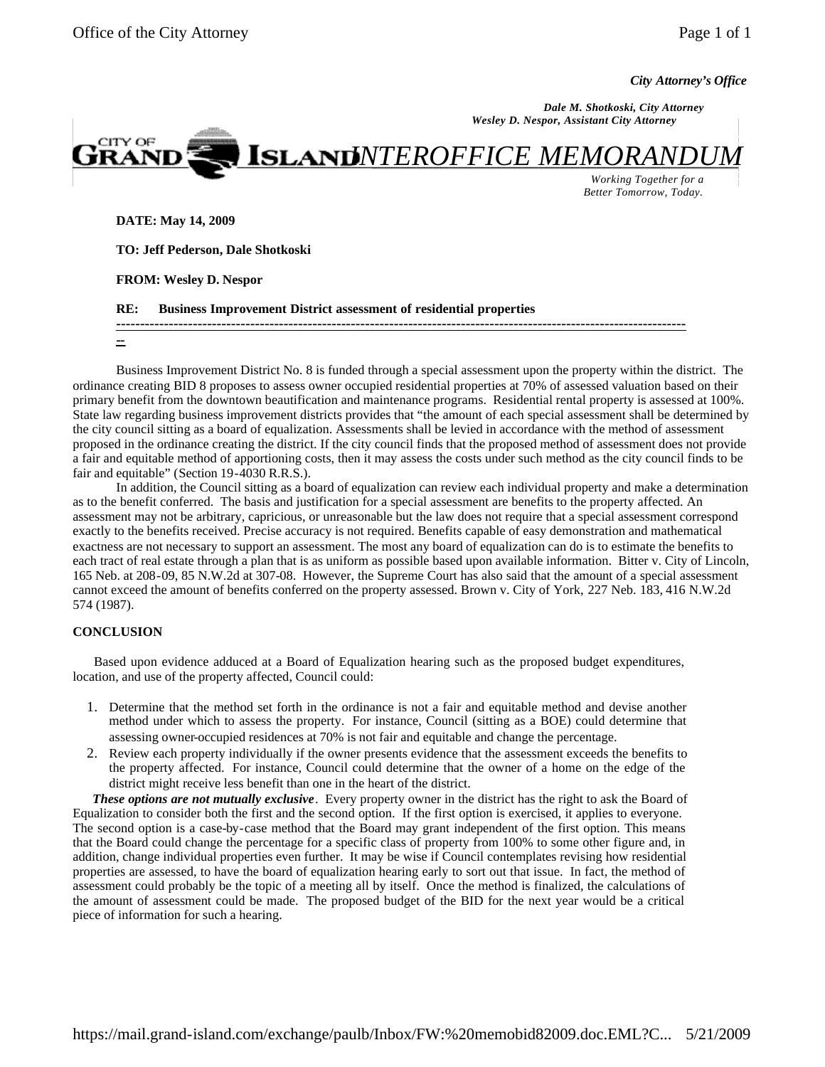*City Attorney's Office*

***Dale M. Shotkoski, City Attorney***
***Wesley D. Nespor, Assistant City Attorney***

CITY OF GRAND ISLAND *INTEROFFICE MEMORANDUM*

*Working Together for a Better Tomorrow, Today.*

**DATE: May 14, 2009**

**TO: Jeff Pederson, Dale Shotkoski**

**FROM: Wesley D. Nespor**

**RE: Business Improvement District assessment of residential properties**

---

Business Improvement District No. 8 is funded through a special assessment upon the property within the district. The ordinance creating BID 8 proposes to assess owner occupied residential properties at 70% of assessed valuation based on their primary benefit from the downtown beautification and maintenance programs. Residential rental property is assessed at 100%. State law regarding business improvement districts provides that "the amount of each special assessment shall be determined by the city council sitting as a board of equalization. Assessments shall be levied in accordance with the method of assessment proposed in the ordinance creating the district. If the city council finds that the proposed method of assessment does not provide a fair and equitable method of apportioning costs, then it may assess the costs under such method as the city council finds to be fair and equitable" (Section 19-4030 R.R.S.).

In addition, the Council sitting as a board of equalization can review each individual property and make a determination as to the benefit conferred. The basis and justification for a special assessment are benefits to the property affected. An assessment may not be arbitrary, capricious, or unreasonable but the law does not require that a special assessment correspond exactly to the benefits received. Precise accuracy is not required. Benefits capable of easy demonstration and mathematical exactness are not necessary to support an assessment. The most any board of equalization can do is to estimate the benefits to each tract of real estate through a plan that is as uniform as possible based upon available information. Bitter v. City of Lincoln, 165 Neb. at 208-09, 85 N.W.2d at 307-08. However, the Supreme Court has also said that the amount of a special assessment cannot exceed the amount of benefits conferred on the property assessed. Brown v. City of York, 227 Neb. 183, 416 N.W.2d 574 (1987).

**CONCLUSION**

Based upon evidence adduced at a Board of Equalization hearing such as the proposed budget expenditures, location, and use of the property affected, Council could:

1. Determine that the method set forth in the ordinance is not a fair and equitable method and devise another method under which to assess the property. For instance, Council (sitting as a BOE) could determine that assessing owner-occupied residences at 70% is not fair and equitable and change the percentage.
2. Review each property individually if the owner presents evidence that the assessment exceeds the benefits to the property affected. For instance, Council could determine that the owner of a home on the edge of the district might receive less benefit than one in the heart of the district.

***These options are not mutually exclusive***. Every property owner in the district has the right to ask the Board of Equalization to consider both the first and the second option. If the first option is exercised, it applies to everyone. The second option is a case-by-case method that the Board may grant independent of the first option. This means that the Board could change the percentage for a specific class of property from 100% to some other figure and, in addition, change individual properties even further. It may be wise if Council contemplates revising how residential properties are assessed, to have the board of equalization hearing early to sort out that issue. In fact, the method of assessment could probably be the topic of a meeting all by itself. Once the method is finalized, the calculations of the amount of assessment could be made. The proposed budget of the BID for the next year would be a critical piece of information for such a hearing.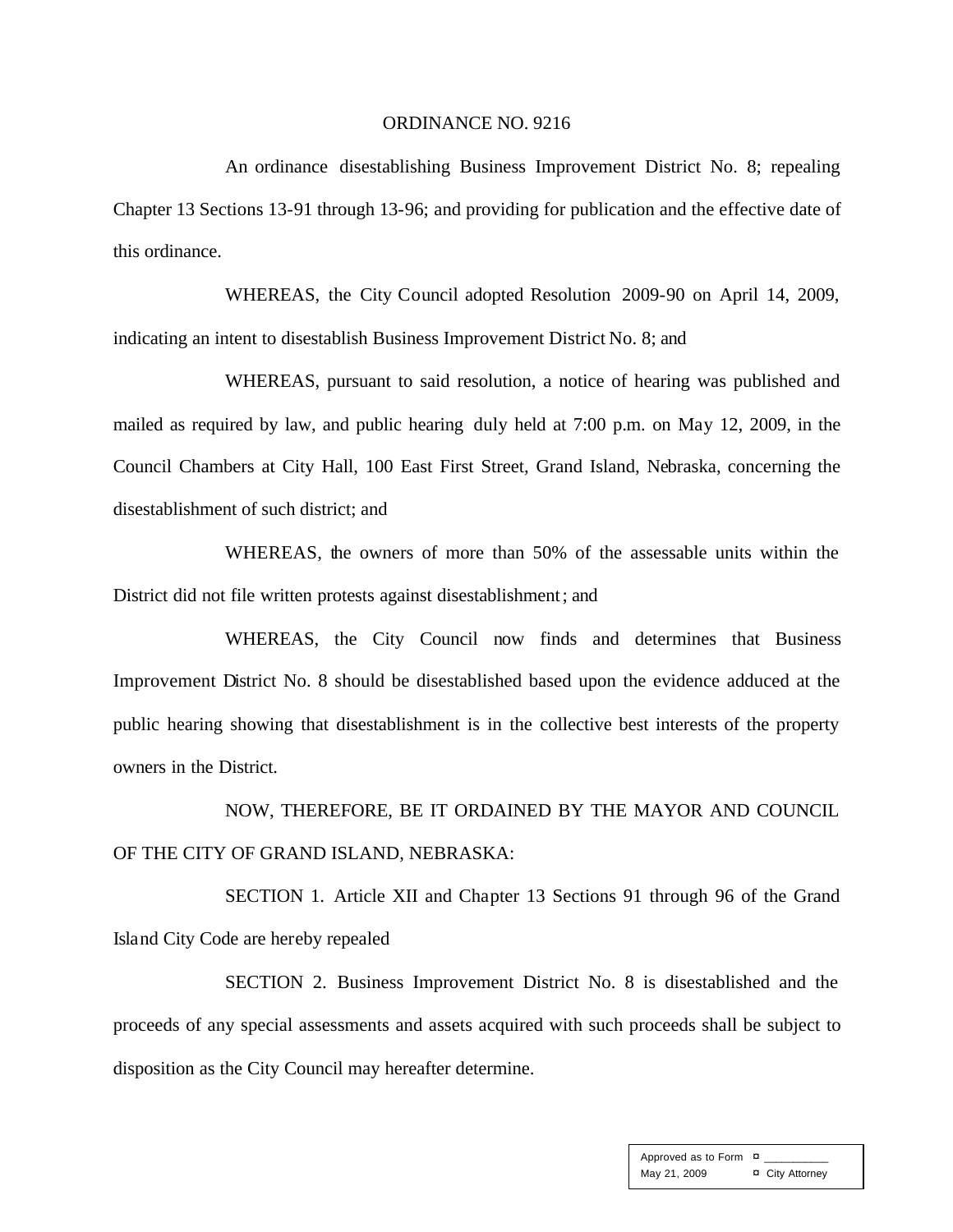# ORDINANCE NO. 9216

An ordinance disestablishing Business Improvement District No. 8; repealing Chapter 13 Sections 13-91 through 13-96; and providing for publication and the effective date of this ordinance.

WHEREAS, the City Council adopted Resolution 2009-90 on April 14, 2009, indicating an intent to disestablish Business Improvement District No. 8; and

WHEREAS, pursuant to said resolution, a notice of hearing was published and mailed as required by law, and public hearing duly held at 7:00 p.m. on May 12, 2009, in the Council Chambers at City Hall, 100 East First Street, Grand Island, Nebraska, concerning the disestablishment of such district; and

WHEREAS, the owners of more than 50% of the assessable units within the District did not file written protests against disestablishment; and

WHEREAS, the City Council now finds and determines that Business Improvement District No. 8 should be disestablished based upon the evidence adduced at the public hearing showing that disestablishment is in the collective best interests of the property owners in the District.

NOW, THEREFORE, BE IT ORDAINED BY THE MAYOR AND COUNCIL OF THE CITY OF GRAND ISLAND, NEBRASKA:

SECTION 1. Article XII and Chapter 13 Sections 91 through 96 of the Grand Island City Code are hereby repealed

SECTION 2. Business Improvement District No. 8 is disestablished and the proceeds of any special assessments and assets acquired with such proceeds shall be subject to disposition as the City Council may hereafter determine.

| Approved as to Form | ¤ ___________ |
| --- | --- |
| May 21, 2009 | ¤ City Attorney |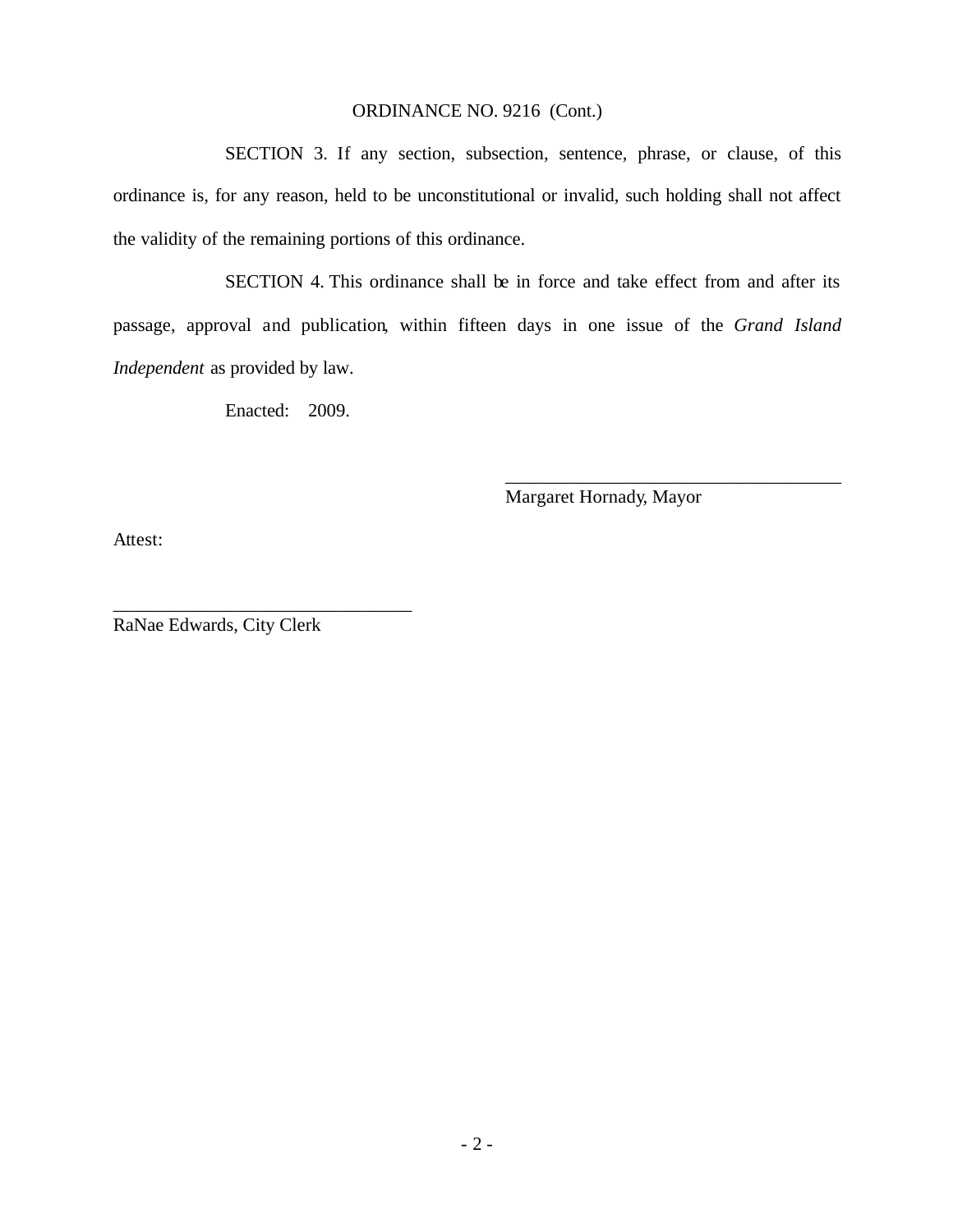ORDINANCE NO. 9216 (Cont.)

SECTION 3. If any section, subsection, sentence, phrase, or clause, of this ordinance is, for any reason, held to be unconstitutional or invalid, such holding shall not affect the validity of the remaining portions of this ordinance.

SECTION 4. This ordinance shall be in force and take effect from and after its passage, approval and publication, within fifteen days in one issue of the *Grand Island Independent* as provided by law.

Enacted: 2009.

_____________________________________
Margaret Hornady, Mayor

Attest:

_________________________________
RaNae Edwards, City Clerk